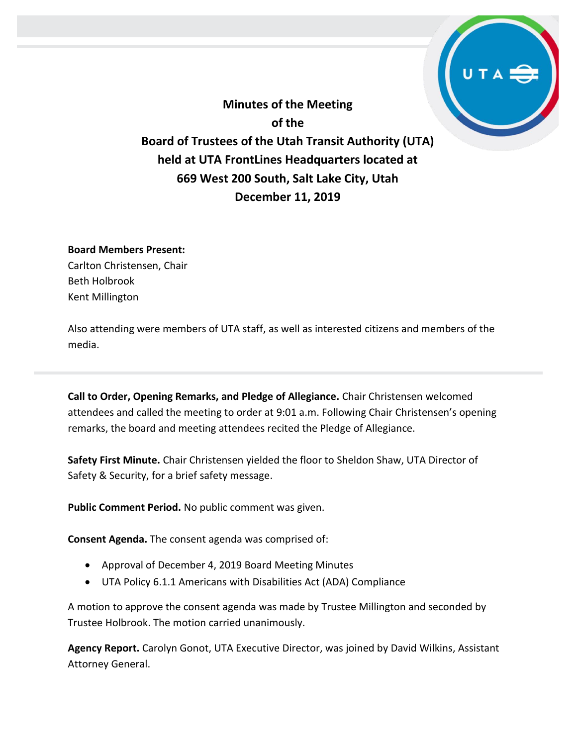# Minutes of the Meeting of the Board of Trustees of the Utah Transit Authority (UTA) held at UTA FrontLines Headquarters located at 669 West 200 South, Salt Lake City, Utah December 11, 2019

**Board Members Present:**
Carlton Christensen, Chair
Beth Holbrook
Kent Millington

Also attending were members of UTA staff, as well as interested citizens and members of the media.

---

**Call to Order, Opening Remarks, and Pledge of Allegiance.** Chair Christensen welcomed attendees and called the meeting to order at 9:01 a.m. Following Chair Christensen's opening remarks, the board and meeting attendees recited the Pledge of Allegiance.

**Safety First Minute.** Chair Christensen yielded the floor to Sheldon Shaw, UTA Director of Safety & Security, for a brief safety message.

**Public Comment Period.** No public comment was given.

**Consent Agenda.** The consent agenda was comprised of:

- Approval of December 4, 2019 Board Meeting Minutes
- UTA Policy 6.1.1 Americans with Disabilities Act (ADA) Compliance

A motion to approve the consent agenda was made by Trustee Millington and seconded by Trustee Holbrook. The motion carried unanimously.

**Agency Report.** Carolyn Gonot, UTA Executive Director, was joined by David Wilkins, Assistant Attorney General.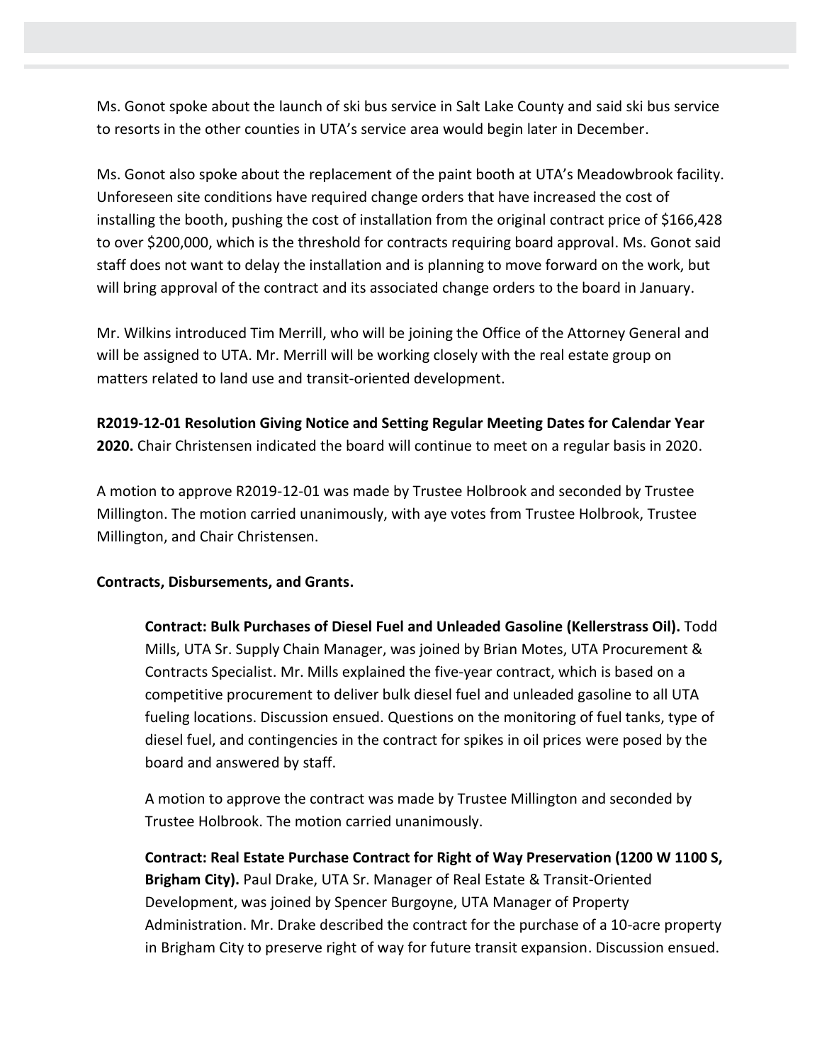Ms. Gonot spoke about the launch of ski bus service in Salt Lake County and said ski bus service to resorts in the other counties in UTA's service area would begin later in December.

Ms. Gonot also spoke about the replacement of the paint booth at UTA's Meadowbrook facility. Unforeseen site conditions have required change orders that have increased the cost of installing the booth, pushing the cost of installation from the original contract price of $166,428 to over $200,000, which is the threshold for contracts requiring board approval. Ms. Gonot said staff does not want to delay the installation and is planning to move forward on the work, but will bring approval of the contract and its associated change orders to the board in January.

Mr. Wilkins introduced Tim Merrill, who will be joining the Office of the Attorney General and will be assigned to UTA. Mr. Merrill will be working closely with the real estate group on matters related to land use and transit-oriented development.

**R2019-12-01 Resolution Giving Notice and Setting Regular Meeting Dates for Calendar Year 2020.** Chair Christensen indicated the board will continue to meet on a regular basis in 2020.

A motion to approve R2019-12-01 was made by Trustee Holbrook and seconded by Trustee Millington. The motion carried unanimously, with aye votes from Trustee Holbrook, Trustee Millington, and Chair Christensen.

**Contracts, Disbursements, and Grants.**

**Contract: Bulk Purchases of Diesel Fuel and Unleaded Gasoline (Kellerstrass Oil).** Todd Mills, UTA Sr. Supply Chain Manager, was joined by Brian Motes, UTA Procurement & Contracts Specialist. Mr. Mills explained the five-year contract, which is based on a competitive procurement to deliver bulk diesel fuel and unleaded gasoline to all UTA fueling locations. Discussion ensued. Questions on the monitoring of fuel tanks, type of diesel fuel, and contingencies in the contract for spikes in oil prices were posed by the board and answered by staff.

A motion to approve the contract was made by Trustee Millington and seconded by Trustee Holbrook. The motion carried unanimously.

**Contract: Real Estate Purchase Contract for Right of Way Preservation (1200 W 1100 S, Brigham City).** Paul Drake, UTA Sr. Manager of Real Estate & Transit-Oriented Development, was joined by Spencer Burgoyne, UTA Manager of Property Administration. Mr. Drake described the contract for the purchase of a 10-acre property in Brigham City to preserve right of way for future transit expansion. Discussion ensued.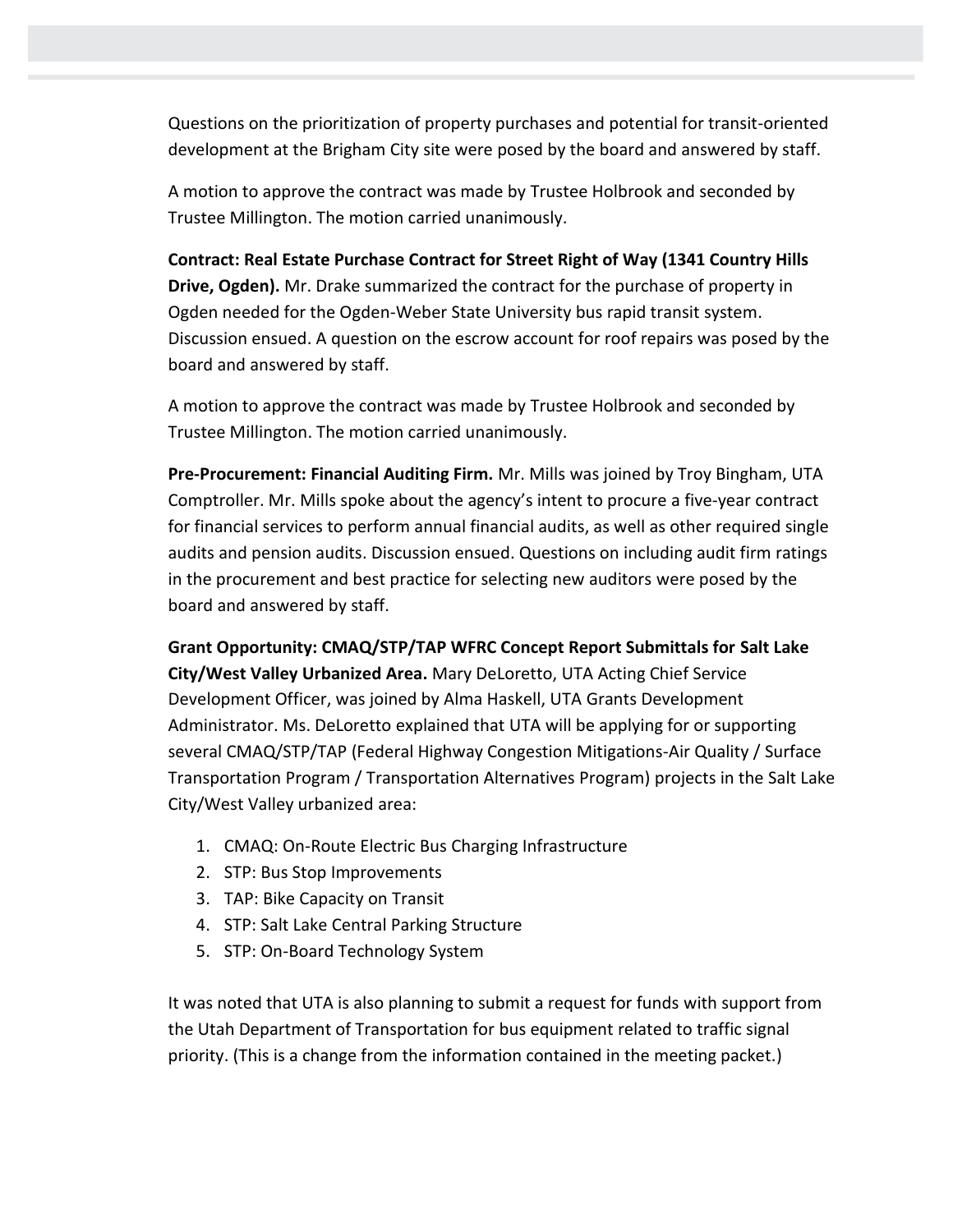Questions on the prioritization of property purchases and potential for transit-oriented development at the Brigham City site were posed by the board and answered by staff.

A motion to approve the contract was made by Trustee Holbrook and seconded by Trustee Millington. The motion carried unanimously.

**Contract: Real Estate Purchase Contract for Street Right of Way (1341 Country Hills Drive, Ogden).** Mr. Drake summarized the contract for the purchase of property in Ogden needed for the Ogden-Weber State University bus rapid transit system. Discussion ensued. A question on the escrow account for roof repairs was posed by the board and answered by staff.

A motion to approve the contract was made by Trustee Holbrook and seconded by Trustee Millington. The motion carried unanimously.

**Pre-Procurement: Financial Auditing Firm.** Mr. Mills was joined by Troy Bingham, UTA Comptroller. Mr. Mills spoke about the agency's intent to procure a five-year contract for financial services to perform annual financial audits, as well as other required single audits and pension audits. Discussion ensued. Questions on including audit firm ratings in the procurement and best practice for selecting new auditors were posed by the board and answered by staff.

**Grant Opportunity: CMAQ/STP/TAP WFRC Concept Report Submittals for Salt Lake City/West Valley Urbanized Area.** Mary DeLoretto, UTA Acting Chief Service Development Officer, was joined by Alma Haskell, UTA Grants Development Administrator. Ms. DeLoretto explained that UTA will be applying for or supporting several CMAQ/STP/TAP (Federal Highway Congestion Mitigations-Air Quality / Surface Transportation Program / Transportation Alternatives Program) projects in the Salt Lake City/West Valley urbanized area:

1. CMAQ: On-Route Electric Bus Charging Infrastructure
2. STP: Bus Stop Improvements
3. TAP: Bike Capacity on Transit
4. STP: Salt Lake Central Parking Structure
5. STP: On-Board Technology System

It was noted that UTA is also planning to submit a request for funds with support from the Utah Department of Transportation for bus equipment related to traffic signal priority. (This is a change from the information contained in the meeting packet.)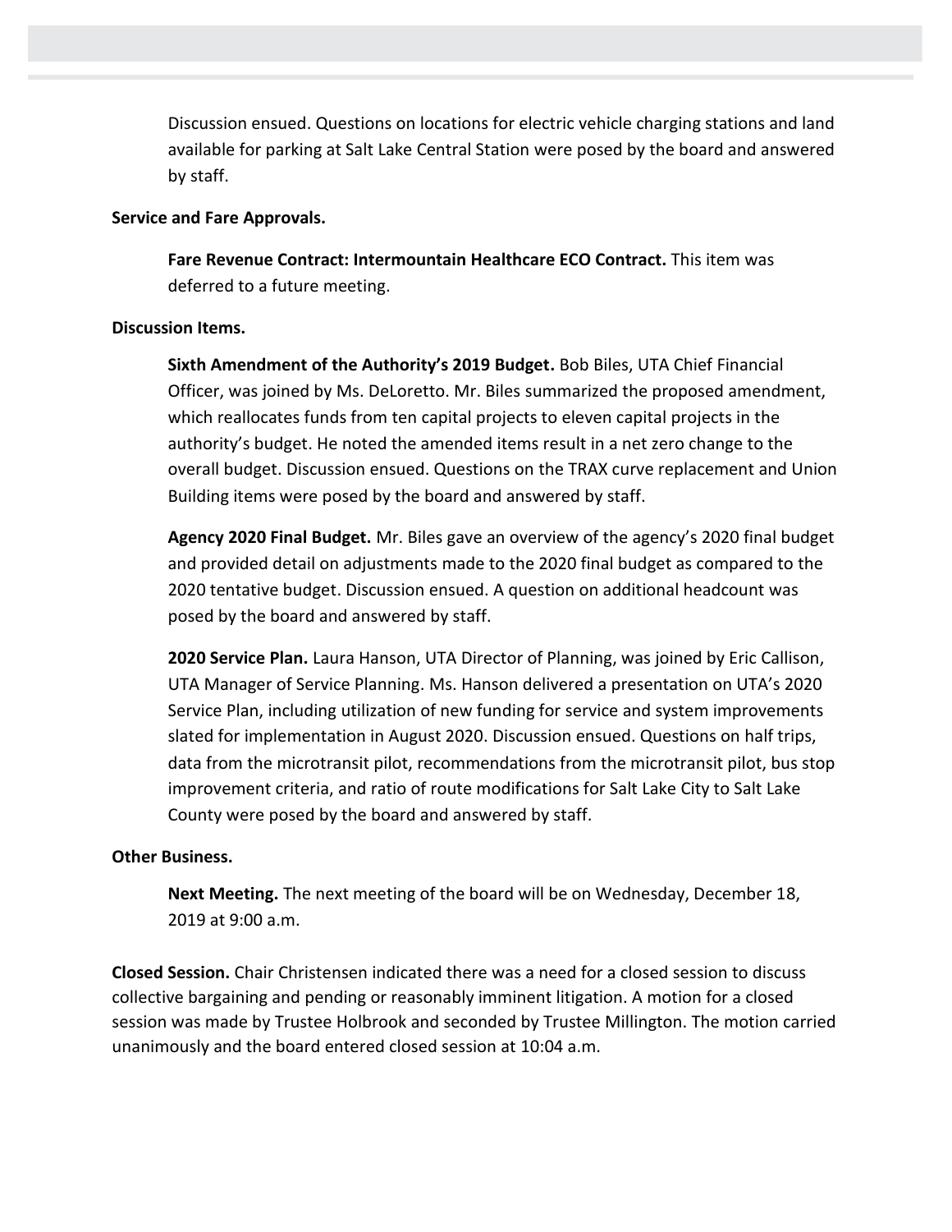Discussion ensued. Questions on locations for electric vehicle charging stations and land available for parking at Salt Lake Central Station were posed by the board and answered by staff.

**Service and Fare Approvals.**

**Fare Revenue Contract: Intermountain Healthcare ECO Contract.** This item was deferred to a future meeting.

**Discussion Items.**

**Sixth Amendment of the Authority's 2019 Budget.** Bob Biles, UTA Chief Financial Officer, was joined by Ms. DeLoretto. Mr. Biles summarized the proposed amendment, which reallocates funds from ten capital projects to eleven capital projects in the authority's budget. He noted the amended items result in a net zero change to the overall budget. Discussion ensued. Questions on the TRAX curve replacement and Union Building items were posed by the board and answered by staff.

**Agency 2020 Final Budget.** Mr. Biles gave an overview of the agency's 2020 final budget and provided detail on adjustments made to the 2020 final budget as compared to the 2020 tentative budget. Discussion ensued. A question on additional headcount was posed by the board and answered by staff.

**2020 Service Plan.** Laura Hanson, UTA Director of Planning, was joined by Eric Callison, UTA Manager of Service Planning. Ms. Hanson delivered a presentation on UTA's 2020 Service Plan, including utilization of new funding for service and system improvements slated for implementation in August 2020. Discussion ensued. Questions on half trips, data from the microtransit pilot, recommendations from the microtransit pilot, bus stop improvement criteria, and ratio of route modifications for Salt Lake City to Salt Lake County were posed by the board and answered by staff.

**Other Business.**

**Next Meeting.** The next meeting of the board will be on Wednesday, December 18, 2019 at 9:00 a.m.

**Closed Session.** Chair Christensen indicated there was a need for a closed session to discuss collective bargaining and pending or reasonably imminent litigation. A motion for a closed session was made by Trustee Holbrook and seconded by Trustee Millington. The motion carried unanimously and the board entered closed session at 10:04 a.m.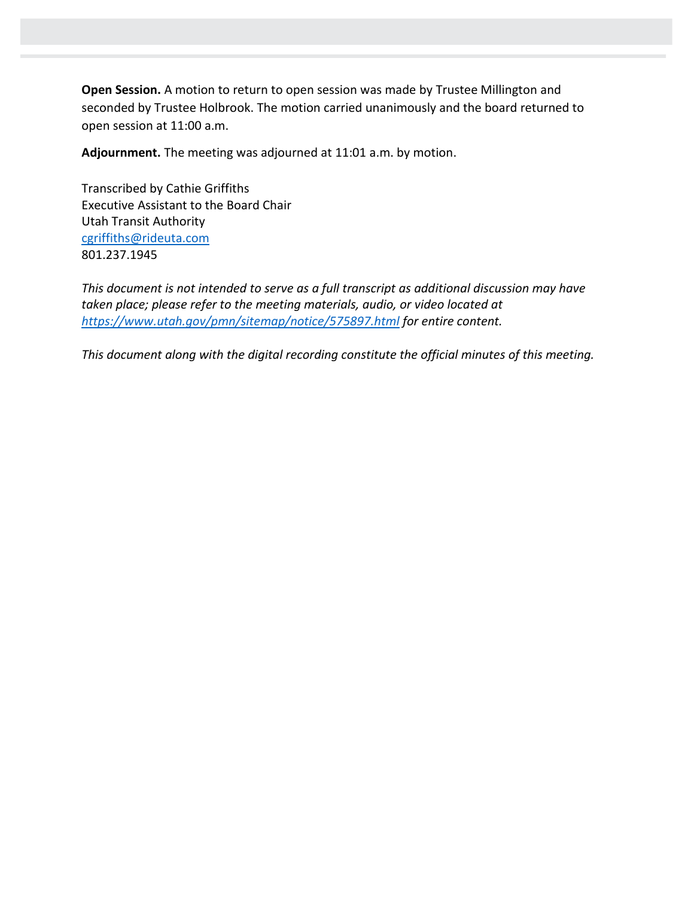**Open Session.** A motion to return to open session was made by Trustee Millington and seconded by Trustee Holbrook. The motion carried unanimously and the board returned to open session at 11:00 a.m.

**Adjournment.** The meeting was adjourned at 11:01 a.m. by motion.

Transcribed by Cathie Griffiths
Executive Assistant to the Board Chair
Utah Transit Authority
cgriffiths@rideuta.com
801.237.1945

*This document is not intended to serve as a full transcript as additional discussion may have taken place; please refer to the meeting materials, audio, or video located at https://www.utah.gov/pmn/sitemap/notice/575897.html for entire content.*

*This document along with the digital recording constitute the official minutes of this meeting.*